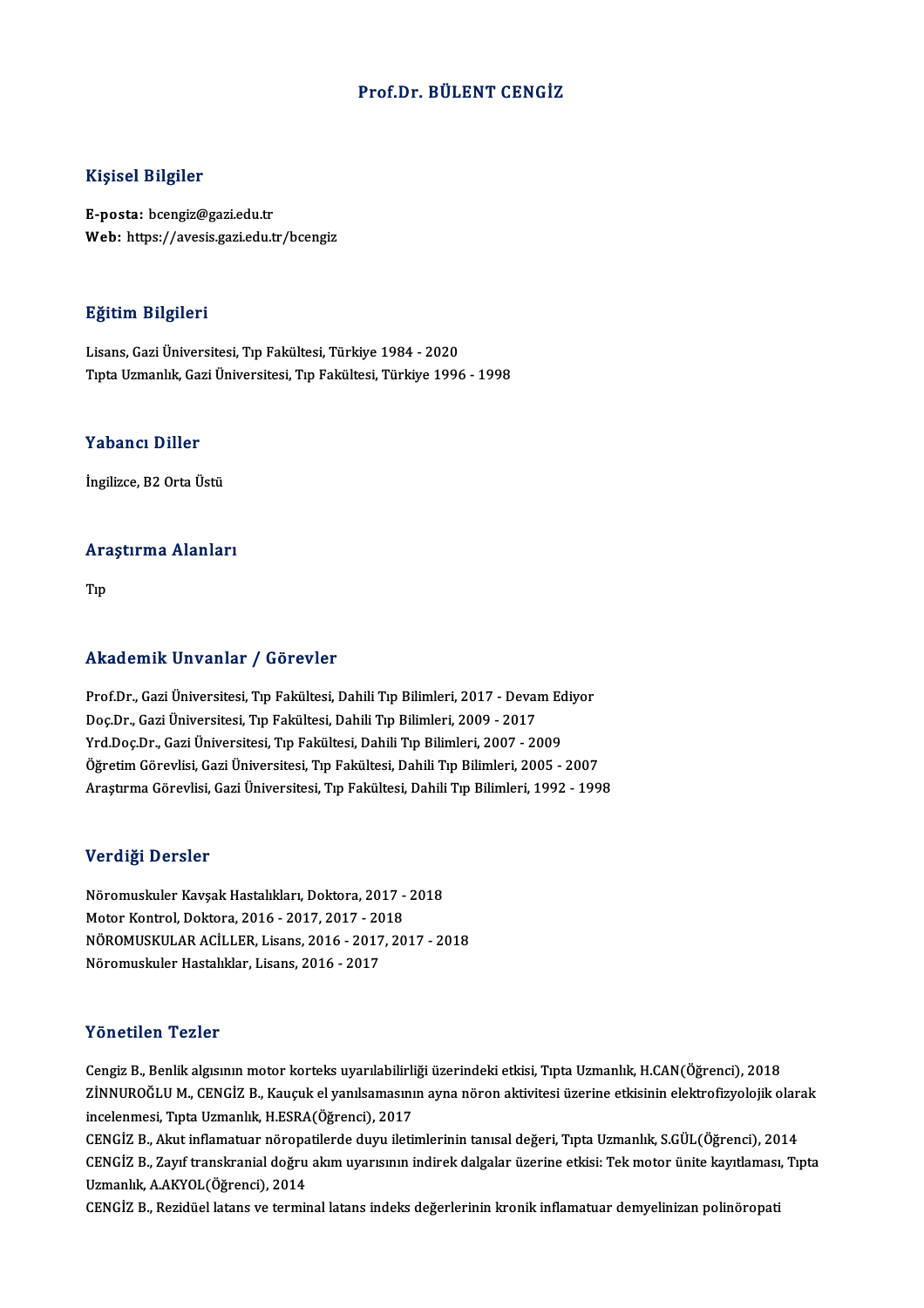# Prof.Dr. BÜLENT CENGİZ

## Kişisel Bilgiler

**E-posta:** bcengiz@gazi.edu.tr
**Web:** https://avesis.gazi.edu.tr/bcengiz

## Eğitim Bilgileri

Lisans, Gazi Üniversitesi, Tıp Fakültesi, Türkiye 1984 - 2020
Tıpta Uzmanlık, Gazi Üniversitesi, Tıp Fakültesi, Türkiye 1996 - 1998

## Yabancı Diller

İngilizce, B2 Orta Üstü

## Araştırma Alanları

Tıp

## Akademik Unvanlar / Görevler

Prof.Dr., Gazi Üniversitesi, Tıp Fakültesi, Dahili Tıp Bilimleri, 2017 - Devam Ediyor
Doç.Dr., Gazi Üniversitesi, Tıp Fakültesi, Dahili Tıp Bilimleri, 2009 - 2017
Yrd.Doç.Dr., Gazi Üniversitesi, Tıp Fakültesi, Dahili Tıp Bilimleri, 2007 - 2009
Öğretim Görevlisi, Gazi Üniversitesi, Tıp Fakültesi, Dahili Tıp Bilimleri, 2005 - 2007
Araştırma Görevlisi, Gazi Üniversitesi, Tıp Fakültesi, Dahili Tıp Bilimleri, 1992 - 1998

## Verdiği Dersler

Nöromuskuler Kavşak Hastalıkları, Doktora, 2017 - 2018
Motor Kontrol, Doktora, 2016 - 2017, 2017 - 2018
NÖROMUSKULAR ACİLLER, Lisans, 2016 - 2017, 2017 - 2018
Nöromuskuler Hastalıklar, Lisans, 2016 - 2017

## Yönetilen Tezler

Cengiz B., Benlik algısının motor korteks uyarılabilirliği üzerindeki etkisi, Tıpta Uzmanlık, H.CAN(Öğrenci), 2018
ZİNNUROĞLU M., CENGİZ B., Kauçuk el yanılsamasının ayna nöron aktivitesi üzerine etkisinin elektrofizyolojik olarak incelenmesi, Tıpta Uzmanlık, H.ESRA(Öğrenci), 2017
CENGİZ B., Akut inflamatuar nöropatilerde duyu iletimlerinin tanısal değeri, Tıpta Uzmanlık, S.GÜL(Öğrenci), 2014
CENGİZ B., Zayıf transkranial doğru akım uyarısının indirek dalgalar üzerine etkisi: Tek motor ünite kayıtlaması, Tıpta Uzmanlık, A.AKYOL(Öğrenci), 2014
CENGİZ B., Rezidüel latans ve terminal latans indeks değerlerinin kronik inflamatuar demyelinizan polinöropati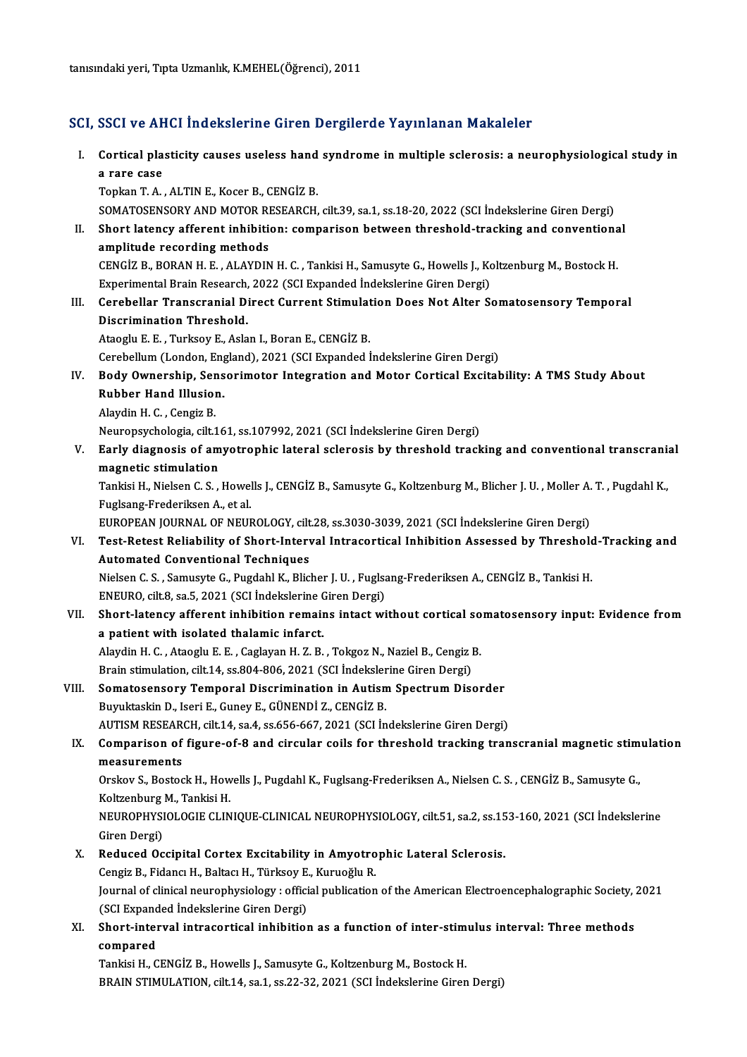tanısındaki yeri, Tıpta Uzmanlık, K.MEHEL(Öğrenci), 2011

## SCI, SSCI ve AHCI İndekslerine Giren Dergilerde Yayınlanan Makaleler

I. **Cortical plasticity causes useless hand syndrome in multiple sclerosis: a neurophysiological study in a rare case**
Topkan T. A. , ALTIN E., Kocer B., CENGİZ B.
SOMATOSENSORY AND MOTOR RESEARCH, cilt.39, sa.1, ss.18-20, 2022 (SCI İndekslerine Giren Dergi)

II. **Short latency afferent inhibition: comparison between threshold-tracking and conventional amplitude recording methods**
CENGİZ B., BORAN H. E. , ALAYDIN H. C. , Tankisi H., Samusyte G., Howells J., Koltzenburg M., Bostock H.
Experimental Brain Research, 2022 (SCI Expanded İndekslerine Giren Dergi)

III. **Cerebellar Transcranial Direct Current Stimulation Does Not Alter Somatosensory Temporal Discrimination Threshold.**
Ataoglu E. E. , Turksoy E., Aslan I., Boran E., CENGİZ B.
Cerebellum (London, England), 2021 (SCI Expanded İndekslerine Giren Dergi)

IV. **Body Ownership, Sensorimotor Integration and Motor Cortical Excitability: A TMS Study About Rubber Hand Illusion.**
Alaydin H. C. , Cengiz B.
Neuropsychologia, cilt.161, ss.107992, 2021 (SCI İndekslerine Giren Dergi)

V. **Early diagnosis of amyotrophic lateral sclerosis by threshold tracking and conventional transcranial magnetic stimulation**
Tankisi H., Nielsen C. S. , Howells J., CENGİZ B., Samusyte G., Koltzenburg M., Blicher J. U. , Moller A. T. , Pugdahl K., Fuglsang-Frederiksen A., et al.
EUROPEAN JOURNAL OF NEUROLOGY, cilt.28, ss.3030-3039, 2021 (SCI İndekslerine Giren Dergi)

VI. **Test-Retest Reliability of Short-Interval Intracortical Inhibition Assessed by Threshold-Tracking and Automated Conventional Techniques**
Nielsen C. S. , Samusyte G., Pugdahl K., Blicher J. U. , Fuglsang-Frederiksen A., CENGİZ B., Tankisi H.
ENEURO, cilt.8, sa.5, 2021 (SCI İndekslerine Giren Dergi)

VII. **Short-latency afferent inhibition remains intact without cortical somatosensory input: Evidence from a patient with isolated thalamic infarct.**
Alaydin H. C. , Ataoglu E. E. , Caglayan H. Z. B. , Tokgoz N., Naziel B., Cengiz B.
Brain stimulation, cilt.14, ss.804-806, 2021 (SCI İndekslerine Giren Dergi)

VIII. **Somatosensory Temporal Discrimination in Autism Spectrum Disorder**
Buyuktaskin D., Iseri E., Guney E., GÜNENDİ Z., CENGİZ B.
AUTISM RESEARCH, cilt.14, sa.4, ss.656-667, 2021 (SCI İndekslerine Giren Dergi)

IX. **Comparison of figure-of-8 and circular coils for threshold tracking transcranial magnetic stimulation measurements**
Orskov S., Bostock H., Howells J., Pugdahl K., Fuglsang-Frederiksen A., Nielsen C. S. , CENGİZ B., Samusyte G., Koltzenburg M., Tankisi H.
NEUROPHYSIOLOGIE CLINIQUE-CLINICAL NEUROPHYSIOLOGY, cilt.51, sa.2, ss.153-160, 2021 (SCI İndekslerine Giren Dergi)

X. **Reduced Occipital Cortex Excitability in Amyotrophic Lateral Sclerosis.**
Cengiz B., Fidancı H., Baltacı H., Türksoy E., Kuruoğlu R.
Journal of clinical neurophysiology : official publication of the American Electroencephalographic Society, 2021 (SCI Expanded İndekslerine Giren Dergi)

XI. **Short-interval intracortical inhibition as a function of inter-stimulus interval: Three methods compared**
Tankisi H., CENGİZ B., Howells J., Samusyte G., Koltzenburg M., Bostock H.
BRAIN STIMULATION, cilt.14, sa.1, ss.22-32, 2021 (SCI İndekslerine Giren Dergi)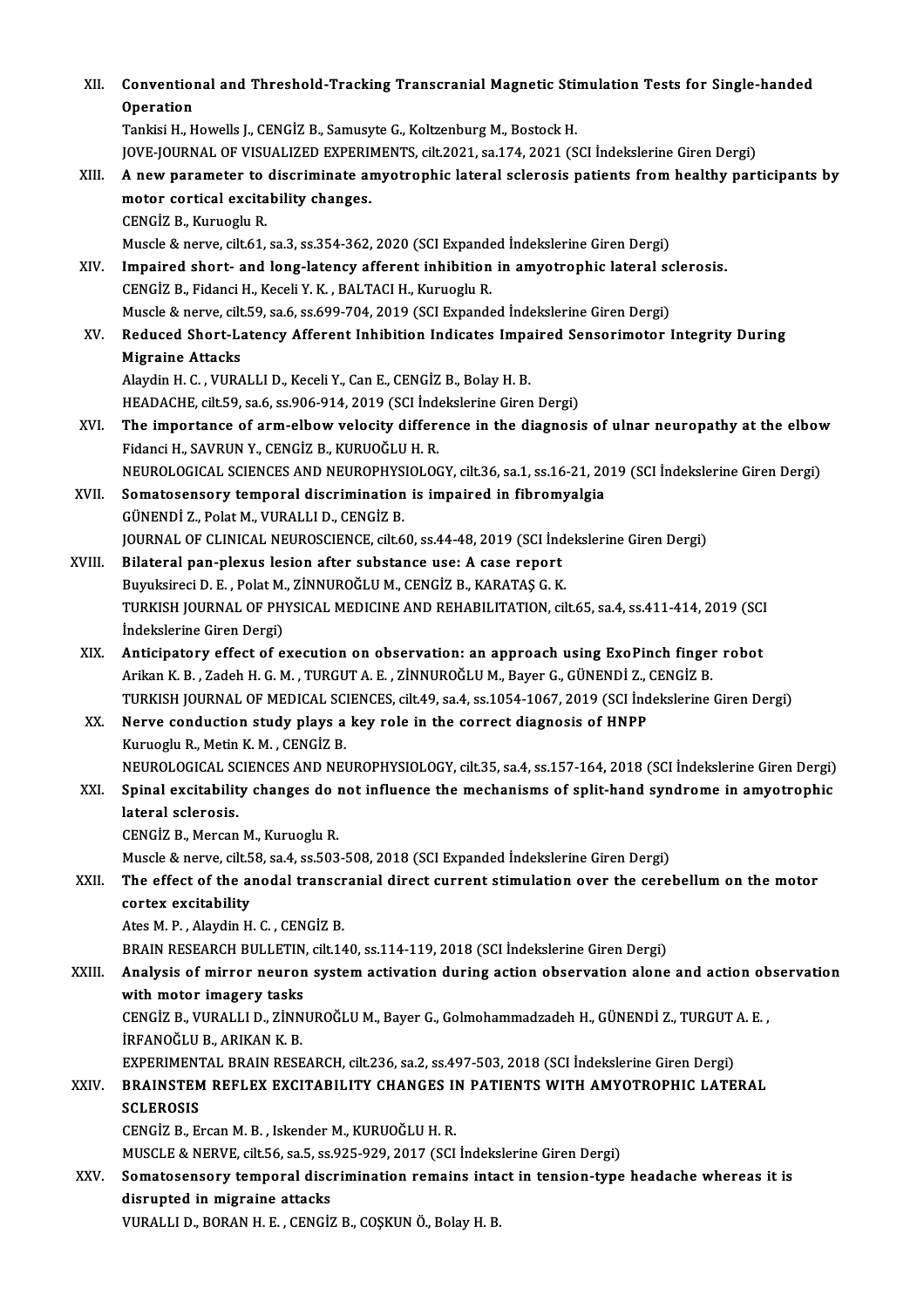XII. **Conventional and Threshold-Tracking Transcranial Magnetic Stimulation Tests for Single-handed Operation**
Tankisi H., Howells J., CENGİZ B., Samusyte G., Koltzenburg M., Bostock H.
JOVE-JOURNAL OF VISUALIZED EXPERIMENTS, cilt.2021, sa.174, 2021 (SCI İndekslerine Giren Dergi)

XIII. **A new parameter to discriminate amyotrophic lateral sclerosis patients from healthy participants by motor cortical excitability changes.**
CENGİZ B., Kuruoglu R.
Muscle & nerve, cilt.61, sa.3, ss.354-362, 2020 (SCI Expanded İndekslerine Giren Dergi)

XIV. **Impaired short- and long-latency afferent inhibition in amyotrophic lateral sclerosis.**
CENGİZ B., Fidanci H., Keceli Y. K. , BALTACI H., Kuruoglu R.
Muscle & nerve, cilt.59, sa.6, ss.699-704, 2019 (SCI Expanded İndekslerine Giren Dergi)

XV. **Reduced Short-Latency Afferent Inhibition Indicates Impaired Sensorimotor Integrity During Migraine Attacks**
Alaydin H. C. , VURALLI D., Keceli Y., Can E., CENGİZ B., Bolay H. B.
HEADACHE, cilt.59, sa.6, ss.906-914, 2019 (SCI İndekslerine Giren Dergi)

XVI. **The importance of arm-elbow velocity difference in the diagnosis of ulnar neuropathy at the elbow**
Fidanci H., SAVRUN Y., CENGİZ B., KURUOĞLU H. R.
NEUROLOGICAL SCIENCES AND NEUROPHYSIOLOGY, cilt.36, sa.1, ss.16-21, 2019 (SCI İndekslerine Giren Dergi)

XVII. **Somatosensory temporal discrimination is impaired in fibromyalgia**
GÜNENDİ Z., Polat M., VURALLI D., CENGİZ B.
JOURNAL OF CLINICAL NEUROSCIENCE, cilt.60, ss.44-48, 2019 (SCI İndekslerine Giren Dergi)

XVIII. **Bilateral pan-plexus lesion after substance use: A case report**
Buyuksireci D. E. , Polat M., ZİNNUROĞLU M., CENGİZ B., KARATAŞ G. K.
TURKISH JOURNAL OF PHYSICAL MEDICINE AND REHABILITATION, cilt.65, sa.4, ss.411-414, 2019 (SCI İndekslerine Giren Dergi)

XIX. **Anticipatory effect of execution on observation: an approach using ExoPinch finger robot**
Arikan K. B. , Zadeh H. G. M. , TURGUT A. E. , ZİNNUROĞLU M., Bayer G., GÜNENDİ Z., CENGİZ B.
TURKISH JOURNAL OF MEDICAL SCIENCES, cilt.49, sa.4, ss.1054-1067, 2019 (SCI İndekslerine Giren Dergi)

XX. **Nerve conduction study plays a key role in the correct diagnosis of HNPP**
Kuruoglu R., Metin K. M. , CENGİZ B.
NEUROLOGICAL SCIENCES AND NEUROPHYSIOLOGY, cilt.35, sa.4, ss.157-164, 2018 (SCI İndekslerine Giren Dergi)

XXI. **Spinal excitability changes do not influence the mechanisms of split-hand syndrome in amyotrophic lateral sclerosis.**
CENGİZ B., Mercan M., Kuruoglu R.
Muscle & nerve, cilt.58, sa.4, ss.503-508, 2018 (SCI Expanded İndekslerine Giren Dergi)

XXII. **The effect of the anodal transcranial direct current stimulation over the cerebellum on the motor cortex excitability**
Ates M. P. , Alaydin H. C. , CENGİZ B.
BRAIN RESEARCH BULLETIN, cilt.140, ss.114-119, 2018 (SCI İndekslerine Giren Dergi)

XXIII. **Analysis of mirror neuron system activation during action observation alone and action observation with motor imagery tasks**
CENGİZ B., VURALLI D., ZİNNUROĞLU M., Bayer G., Golmohammadzadeh H., GÜNENDİ Z., TURGUT A. E. , İRFANOĞLU B., ARIKAN K. B.
EXPERIMENTAL BRAIN RESEARCH, cilt.236, sa.2, ss.497-503, 2018 (SCI İndekslerine Giren Dergi)

XXIV. **BRAINSTEM REFLEX EXCITABILITY CHANGES IN PATIENTS WITH AMYOTROPHIC LATERAL SCLEROSIS**
CENGİZ B., Ercan M. B. , Iskender M., KURUOĞLU H. R.
MUSCLE & NERVE, cilt.56, sa.5, ss.925-929, 2017 (SCI İndekslerine Giren Dergi)

XXV. **Somatosensory temporal discrimination remains intact in tension-type headache whereas it is disrupted in migraine attacks**
VURALLI D., BORAN H. E. , CENGİZ B., COŞKUN Ö., Bolay H. B.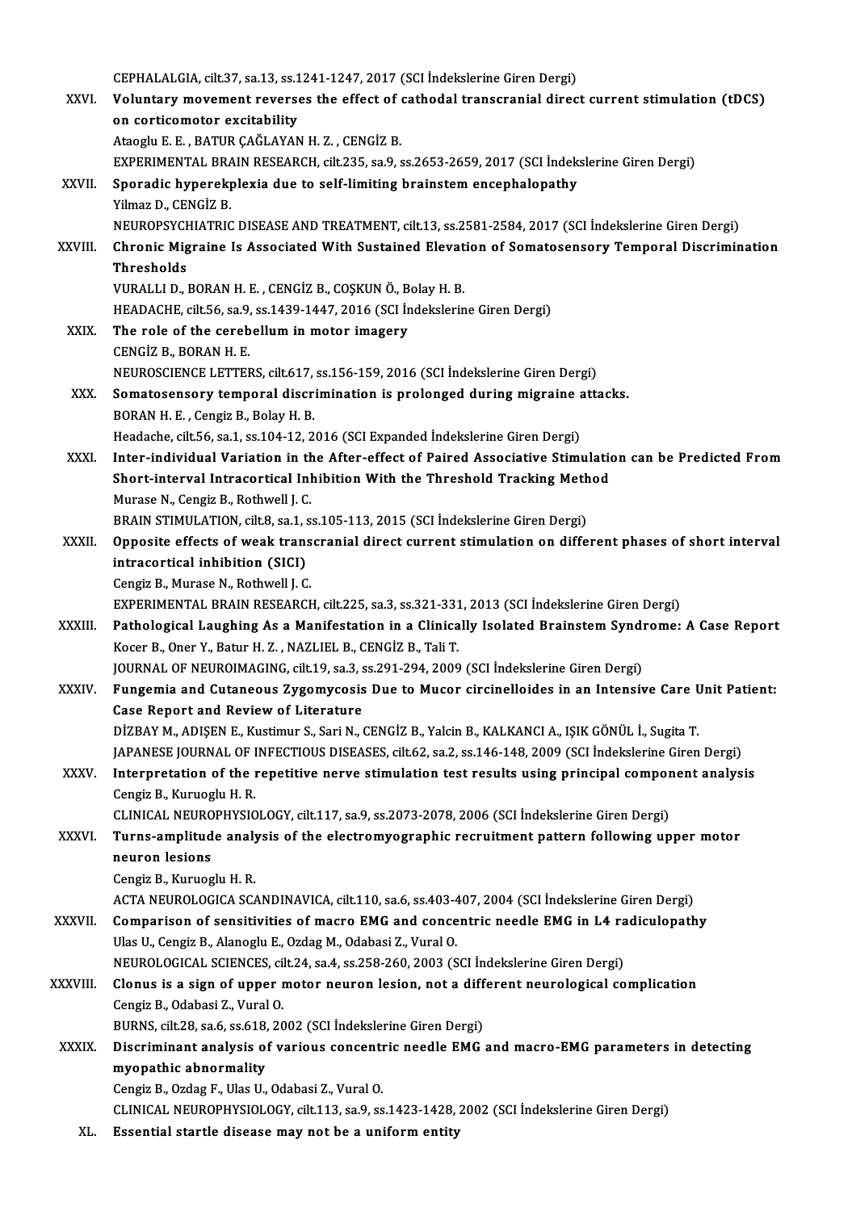CEPHALALGIA, cilt.37, sa.13, ss.1241-1247, 2017 (SCI İndekslerine Giren Dergi)

XXVI. **Voluntary movement reverses the effect of cathodal transcranial direct current stimulation (tDCS) on corticomotor excitability**
Ataoglu E. E. , BATUR ÇAĞLAYAN H. Z. , CENGİZ B.
EXPERIMENTAL BRAIN RESEARCH, cilt.235, sa.9, ss.2653-2659, 2017 (SCI İndekslerine Giren Dergi)

XXVII. **Sporadic hyperekplexia due to self-limiting brainstem encephalopathy**
Yilmaz D., CENGİZ B.
NEUROPSYCHIATRIC DISEASE AND TREATMENT, cilt.13, ss.2581-2584, 2017 (SCI İndekslerine Giren Dergi)

XXVIII. **Chronic Migraine Is Associated With Sustained Elevation of Somatosensory Temporal Discrimination Thresholds**
VURALLI D., BORAN H. E. , CENGİZ B., COŞKUN Ö., Bolay H. B.
HEADACHE, cilt.56, sa.9, ss.1439-1447, 2016 (SCI İndekslerine Giren Dergi)

XXIX. **The role of the cerebellum in motor imagery**
CENGİZ B., BORAN H. E.
NEUROSCIENCE LETTERS, cilt.617, ss.156-159, 2016 (SCI İndekslerine Giren Dergi)

XXX. **Somatosensory temporal discrimination is prolonged during migraine attacks.**
BORAN H. E. , Cengiz B., Bolay H. B.
Headache, cilt.56, sa.1, ss.104-12, 2016 (SCI Expanded İndekslerine Giren Dergi)

XXXI. **Inter-individual Variation in the After-effect of Paired Associative Stimulation can be Predicted From Short-interval Intracortical Inhibition With the Threshold Tracking Method**
Murase N., Cengiz B., Rothwell J. C.
BRAIN STIMULATION, cilt.8, sa.1, ss.105-113, 2015 (SCI İndekslerine Giren Dergi)

XXXII. **Opposite effects of weak transcranial direct current stimulation on different phases of short interval intracortical inhibition (SICI)**
Cengiz B., Murase N., Rothwell J. C.
EXPERIMENTAL BRAIN RESEARCH, cilt.225, sa.3, ss.321-331, 2013 (SCI İndekslerine Giren Dergi)

XXXIII. **Pathological Laughing As a Manifestation in a Clinically Isolated Brainstem Syndrome: A Case Report**
Kocer B., Oner Y., Batur H. Z. , NAZLIEL B., CENGİZ B., Tali T.
JOURNAL OF NEUROIMAGING, cilt.19, sa.3, ss.291-294, 2009 (SCI İndekslerine Giren Dergi)

XXXIV. **Fungemia and Cutaneous Zygomycosis Due to Mucor circinelloides in an Intensive Care Unit Patient: Case Report and Review of Literature**
DİZBAY M., ADIŞEN E., Kustimur S., Sari N., CENGİZ B., Yalcin B., KALKANCI A., IŞIK GÖNÜL İ., Sugita T.
JAPANESE JOURNAL OF INFECTIOUS DISEASES, cilt.62, sa.2, ss.146-148, 2009 (SCI İndekslerine Giren Dergi)

XXXV. **Interpretation of the repetitive nerve stimulation test results using principal component analysis**
Cengiz B., Kuruoglu H. R.
CLINICAL NEUROPHYSIOLOGY, cilt.117, sa.9, ss.2073-2078, 2006 (SCI İndekslerine Giren Dergi)

XXXVI. **Turns-amplitude analysis of the electromyographic recruitment pattern following upper motor neuron lesions**
Cengiz B., Kuruoglu H. R.
ACTA NEUROLOGICA SCANDINAVICA, cilt.110, sa.6, ss.403-407, 2004 (SCI İndekslerine Giren Dergi)

XXXVII. **Comparison of sensitivities of macro EMG and concentric needle EMG in L4 radiculopathy**
Ulas U., Cengiz B., Alanoglu E., Ozdag M., Odabasi Z., Vural O.
NEUROLOGICAL SCIENCES, cilt.24, sa.4, ss.258-260, 2003 (SCI İndekslerine Giren Dergi)

XXXVIII. **Clonus is a sign of upper motor neuron lesion, not a different neurological complication**
Cengiz B., Odabasi Z., Vural O.
BURNS, cilt.28, sa.6, ss.618, 2002 (SCI İndekslerine Giren Dergi)

XXXIX. **Discriminant analysis of various concentric needle EMG and macro-EMG parameters in detecting myopathic abnormality**
Cengiz B., Ozdag F., Ulas U., Odabasi Z., Vural O.
CLINICAL NEUROPHYSIOLOGY, cilt.113, sa.9, ss.1423-1428, 2002 (SCI İndekslerine Giren Dergi)

XL. **Essential startle disease may not be a uniform entity**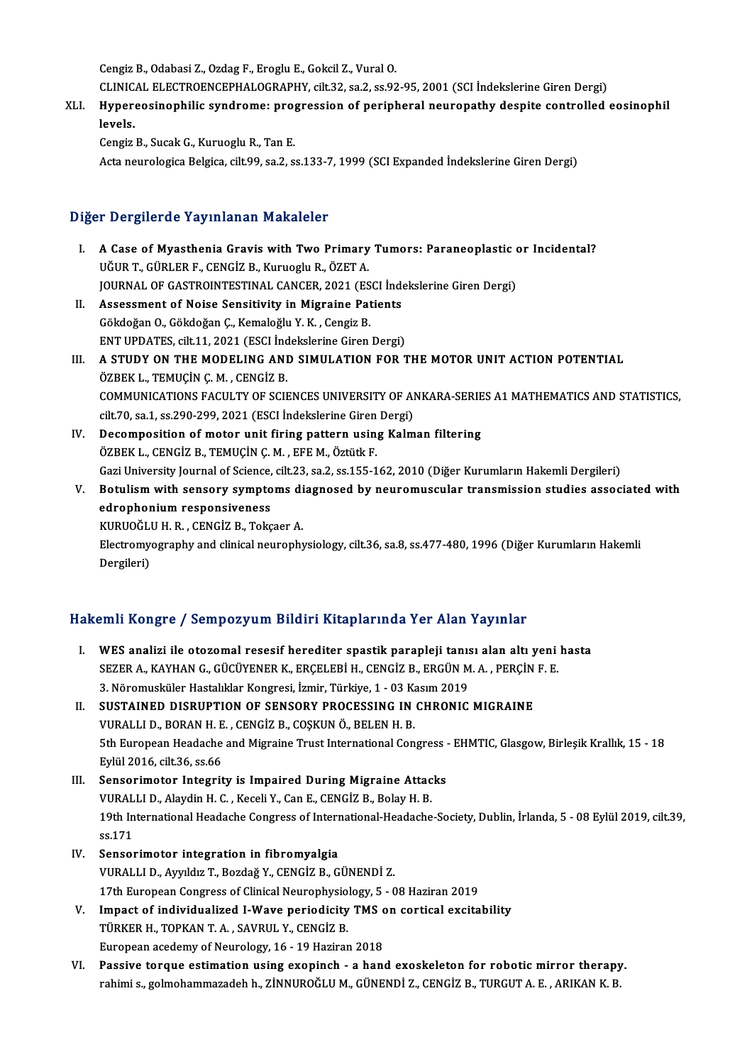Cengiz B., Odabasi Z., Ozdag F., Eroglu E., Gokcil Z., Vural O.
CLINICAL ELECTROENCEPHALOGRAPHY, cilt.32, sa.2, ss.92-95, 2001 (SCI İndekslerine Giren Dergi)

XLI. **Hypereosinophilic syndrome: progression of peripheral neuropathy despite controlled eosinophil levels.**
Cengiz B., Sucak G., Kuruoglu R., Tan E.
Acta neurologica Belgica, cilt.99, sa.2, ss.133-7, 1999 (SCI Expanded İndekslerine Giren Dergi)

## Diğer Dergilerde Yayınlanan Makaleler

I. **A Case of Myasthenia Gravis with Two Primary Tumors: Paraneoplastic or Incidental?**
UĞUR T., GÜRLER F., CENGİZ B., Kuruoglu R., ÖZET A.
JOURNAL OF GASTROINTESTINAL CANCER, 2021 (ESCI İndekslerine Giren Dergi)

II. **Assessment of Noise Sensitivity in Migraine Patients**
Gökdoğan O., Gökdoğan Ç., Kemaloğlu Y. K. , Cengiz B.
ENT UPDATES, cilt.11, 2021 (ESCI İndekslerine Giren Dergi)

III. **A STUDY ON THE MODELING AND SIMULATION FOR THE MOTOR UNIT ACTION POTENTIAL**
ÖZBEK L., TEMUÇİN Ç. M. , CENGİZ B.
COMMUNICATIONS FACULTY OF SCIENCES UNIVERSITY OF ANKARA-SERIES A1 MATHEMATICS AND STATISTICS, cilt.70, sa.1, ss.290-299, 2021 (ESCI İndekslerine Giren Dergi)

IV. **Decomposition of motor unit firing pattern using Kalman filtering**
ÖZBEK L., CENGİZ B., TEMUÇİN Ç. M. , EFE M., Öztütk F.
Gazi University Journal of Science, cilt.23, sa.2, ss.155-162, 2010 (Diğer Kurumların Hakemli Dergileri)

V. **Botulism with sensory symptoms diagnosed by neuromuscular transmission studies associated with edrophonium responsiveness**
KURUOĞLU H. R. , CENGİZ B., Tokçaer A.
Electromyography and clinical neurophysiology, cilt.36, sa.8, ss.477-480, 1996 (Diğer Kurumların Hakemli Dergileri)

## Hakemli Kongre / Sempozyum Bildiri Kitaplarında Yer Alan Yayınlar

I. **WES analizi ile otozomal resesif herediter spastik parapleji tanısı alan altı yeni hasta**
SEZER A., KAYHAN G., GÜCÜYENER K., ERÇELEBİ H., CENGİZ B., ERGÜN M. A. , PERÇİN F. E.
3. Nöromusküler Hastalıklar Kongresi, İzmir, Türkiye, 1 - 03 Kasım 2019

II. **SUSTAINED DISRUPTION OF SENSORY PROCESSING IN CHRONIC MIGRAINE**
VURALLI D., BORAN H. E. , CENGİZ B., COŞKUN Ö., BELEN H. B.
5th European Headache and Migraine Trust International Congress - EHMTIC, Glasgow, Birleşik Krallık, 15 - 18 Eylül 2016, cilt.36, ss.66

III. **Sensorimotor Integrity is Impaired During Migraine Attacks**
VURALLI D., Alaydin H. C. , Keceli Y., Can E., CENGİZ B., Bolay H. B.
19th International Headache Congress of International-Headache-Society, Dublin, İrlanda, 5 - 08 Eylül 2019, cilt.39, ss.171

IV. **Sensorimotor integration in fibromyalgia**
VURALLI D., Ayyıldız T., Bozdağ Y., CENGİZ B., GÜNENDİ Z.
17th European Congress of Clinical Neurophysiology, 5 - 08 Haziran 2019

V. **Impact of individualized I-Wave periodicity TMS on cortical excitability**
TÜRKER H., TOPKAN T. A. , SAVRUL Y., CENGİZ B.
European acedemy of Neurology, 16 - 19 Haziran 2018

VI. **Passive torque estimation using exopinch - a hand exoskeleton for robotic mirror therapy.**
rahimi s., golmohammazadeh h., ZİNNUROĞLU M., GÜNENDİ Z., CENGİZ B., TURGUT A. E. , ARIKAN K. B.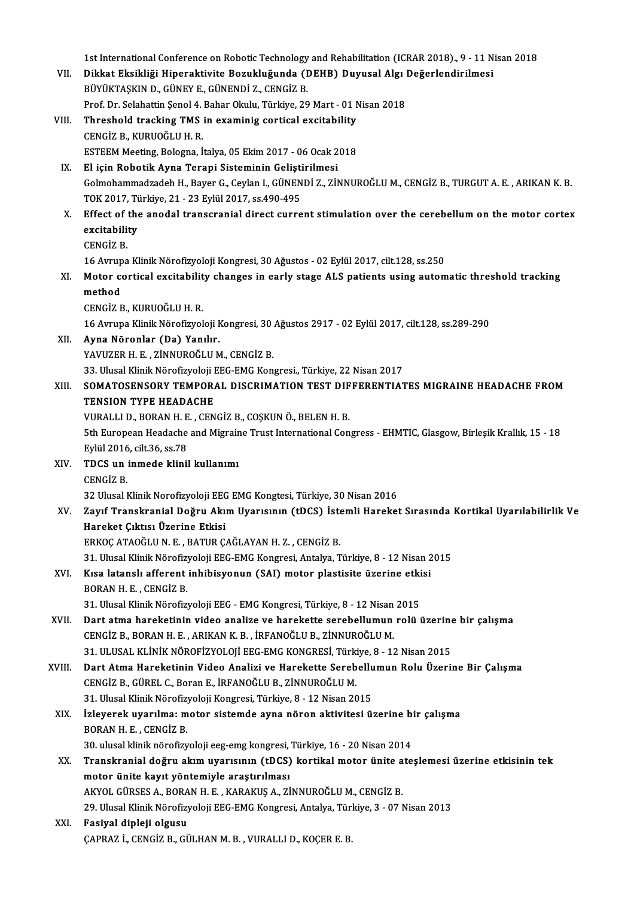1st International Conference on Robotic Technology and Rehabilitation (ICRAR 2018)., 9 - 11 Nisan 2018

VII. **Dikkat Eksikliği Hiperaktivite Bozukluğunda (DEHB) Duyusal Algı Değerlendirilmesi**
BÜYÜKTAŞKIN D., GÜNEY E., GÜNENDİ Z., CENGİZ B.
Prof. Dr. Selahattin Şenol 4. Bahar Okulu, Türkiye, 29 Mart - 01 Nisan 2018

VIII. **Threshold tracking TMS in examinig cortical excitability**
CENGİZ B., KURUOĞLU H. R.
ESTEEM Meeting, Bologna, İtalya, 05 Ekim 2017 - 06 Ocak 2018

IX. **El için Robotik Ayna Terapi Sisteminin Geliştirilmesi**
Golmohammadzadeh H., Bayer G., Ceylan I., GÜNENDİ Z., ZİNNUROĞLU M., CENGİZ B., TURGUT A. E. , ARIKAN K. B.
TOK 2017, Türkiye, 21 - 23 Eylül 2017, ss.490-495

X. **Effect of the anodal transcranial direct current stimulation over the cerebellum on the motor cortex excitability**
CENGİZ B.
16 Avrupa Klinik Nörofizyoloji Kongresi, 30 Ağustos - 02 Eylül 2017, cilt.128, ss.250

XI. **Motor cortical excitability changes in early stage ALS patients using automatic threshold tracking method**
CENGİZ B., KURUOĞLU H. R.
16 Avrupa Klinik Nörofizyoloji Kongresi, 30 Ağustos 2917 - 02 Eylül 2017, cilt.128, ss.289-290

XII. **Ayna Nöronlar (Da) Yanılır.**
YAVUZER H. E. , ZİNNUROĞLU M., CENGİZ B.
33. Ulusal Klinik Nörofizyoloji EEG-EMG Kongresi., Türkiye, 22 Nisan 2017

XIII. **SOMATOSENSORY TEMPORAL DISCRIMATION TEST DIFFERENTIATES MIGRAINE HEADACHE FROM TENSION TYPE HEADACHE**
VURALLI D., BORAN H. E. , CENGİZ B., COŞKUN Ö., BELEN H. B.
5th European Headache and Migraine Trust International Congress - EHMTIC, Glasgow, Birleşik Krallık, 15 - 18 Eylül 2016, cilt.36, ss.78

XIV. **TDCS un inmede klinil kullanımı**
CENGİZ B.
32 Ulusal Klinik Norofizyoloji EEG EMG Kongtesi, Türkiye, 30 Nisan 2016

XV. **Zayıf Transkranial Doğru Akım Uyarısının (tDCS) İstemli Hareket Sırasında Kortikal Uyarılabilirlik Ve Hareket Çıktısı Üzerine Etkisi**
ERKOÇ ATAOĞLU N. E. , BATUR ÇAĞLAYAN H. Z. , CENGİZ B.
31. Ulusal Klinik Nörofizyoloji EEG-EMG Kongresi, Antalya, Türkiye, 8 - 12 Nisan 2015

XVI. **Kısa latanslı afferent inhibisyonun (SAI) motor plastisite üzerine etkisi**
BORAN H. E. , CENGİZ B.
31. Ulusal Klinik Nörofizyoloji EEG - EMG Kongresi, Türkiye, 8 - 12 Nisan 2015

XVII. **Dart atma hareketinin video analize ve harekette serebellumun rolü üzerine bir çalışma**
CENGİZ B., BORAN H. E. , ARIKAN K. B. , İRFANOĞLU B., ZİNNUROĞLU M.
31. ULUSAL KLİNİK NÖROFİZYOLOJİ EEG-EMG KONGRESİ, Türkiye, 8 - 12 Nisan 2015

XVIII. **Dart Atma Hareketinin Video Analizi ve Harekette Serebellumun Rolu Üzerine Bir Çalışma**
CENGİZ B., GÜREL C., Boran E., İRFANOĞLU B., ZİNNUROĞLU M.
31. Ulusal Klinik Nörofizyoloji Kongresi, Türkiye, 8 - 12 Nisan 2015

XIX. **İzleyerek uyarılma: motor sistemde ayna nöron aktivitesi üzerine bir çalışma**
BORAN H. E. , CENGİZ B.
30. ulusal klinik nörofizyoloji eeg-emg kongresi, Türkiye, 16 - 20 Nisan 2014

XX. **Transkranial doğru akım uyarısının (tDCS) kortikal motor ünite ateşlemesi üzerine etkisinin tek motor ünite kayıt yöntemiyle araştırılması**
AKYOL GÜRSES A., BORAN H. E. , KARAKUŞ A., ZİNNUROĞLU M., CENGİZ B.
29. Ulusal Klinik Nörofizyoloji EEG-EMG Kongresi, Antalya, Türkiye, 3 - 07 Nisan 2013

XXI. **Fasiyal dipleji olgusu**
ÇAPRAZ İ., CENGİZ B., GÜLHAN M. B. , VURALLI D., KOÇER E. B.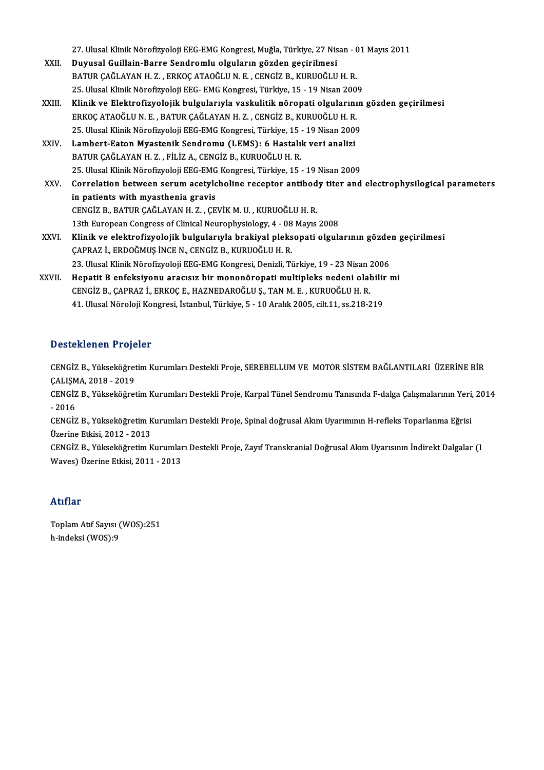27. Ulusal Klinik Nörofizyoloji EEG-EMG Kongresi, Muğla, Türkiye, 27 Nisan - 01 Mayıs 2011

XXII. **Duyusal Guillain-Barre Sendromlu olguların gözden geçirilmesi**
BATUR ÇAĞLAYAN H. Z. , ERKOÇ ATAOĞLU N. E. , CENGİZ B., KURUOĞLU H. R.
25. Ulusal Klinik Nörofizyoloji EEG- EMG Kongresi, Türkiye, 15 - 19 Nisan 2009

XXIII. **Klinik ve Elektrofizyolojik bulgularıyla vaskulitik nöropati olgularının gözden geçirilmesi**
ERKOÇ ATAOĞLU N. E. , BATUR ÇAĞLAYAN H. Z. , CENGİZ B., KURUOĞLU H. R.
25. Ulusal Klinik Nörofizyoloji EEG-EMG Kongresi, Türkiye, 15 - 19 Nisan 2009

XXIV. **Lambert-Eaton Myastenik Sendromu (LEMS): 6 Hastalık veri analizi**
BATUR ÇAĞLAYAN H. Z. , FİLİZ A., CENGİZ B., KURUOĞLU H. R.
25. Ulusal Klinik Nörofizyoloji EEG-EMG Kongresi, Türkiye, 15 - 19 Nisan 2009

XXV. **Correlation between serum acetylcholine receptor antibody titer and electrophysilogical parameters in patients with myasthenia gravis**
CENGİZ B., BATUR ÇAĞLAYAN H. Z. , ÇEVİK M. U. , KURUOĞLU H. R.
13th European Congress of Clinical Neurophysiology, 4 - 08 Mayıs 2008

XXVI. **Klinik ve elektrofizyolojik bulgularıyla brakiyal pleksopati olgularının gözden geçirilmesi**
ÇAPRAZ İ., ERDOĞMUŞ İNCE N., CENGİZ B., KURUOĞLU H. R.
23. Ulusal Klinik Nörofizyoloji EEG-EMG Kongresi, Denizli, Türkiye, 19 - 23 Nisan 2006

XXVII. **Hepatit B enfeksiyonu aracısız bir mononöropati multipleks nedeni olabilir mi**
CENGİZ B., ÇAPRAZ İ., ERKOÇ E., HAZNEDAROĞLU Ş., TAN M. E. , KURUOĞLU H. R.
41. Ulusal Nöroloji Kongresi, İstanbul, Türkiye, 5 - 10 Aralık 2005, cilt.11, ss.218-219

## Desteklenen Projeler

CENGİZ B., Yükseköğretim Kurumları Destekli Proje, SEREBELLUM VE MOTOR SİSTEM BAĞLANTILARI ÜZERİNE BİR ÇALIŞMA, 2018 - 2019

CENGİZ B., Yükseköğretim Kurumları Destekli Proje, Karpal Tünel Sendromu Tanısında F-dalga Çalışmalarının Yeri, 2014 - 2016

CENGİZ B., Yükseköğretim Kurumları Destekli Proje, Spinal doğrusal Akım Uyarımının H-refleks Toparlanma Eğrisi Üzerine Etkisi, 2012 - 2013

CENGİZ B., Yükseköğretim Kurumları Destekli Proje, Zayıf Transkranial Doğrusal Akım Uyarısının İndirekt Dalgalar (I Waves) Üzerine Etkisi, 2011 - 2013

## Atıflar

Toplam Atıf Sayısı (WOS):251
h-indeksi (WOS):9